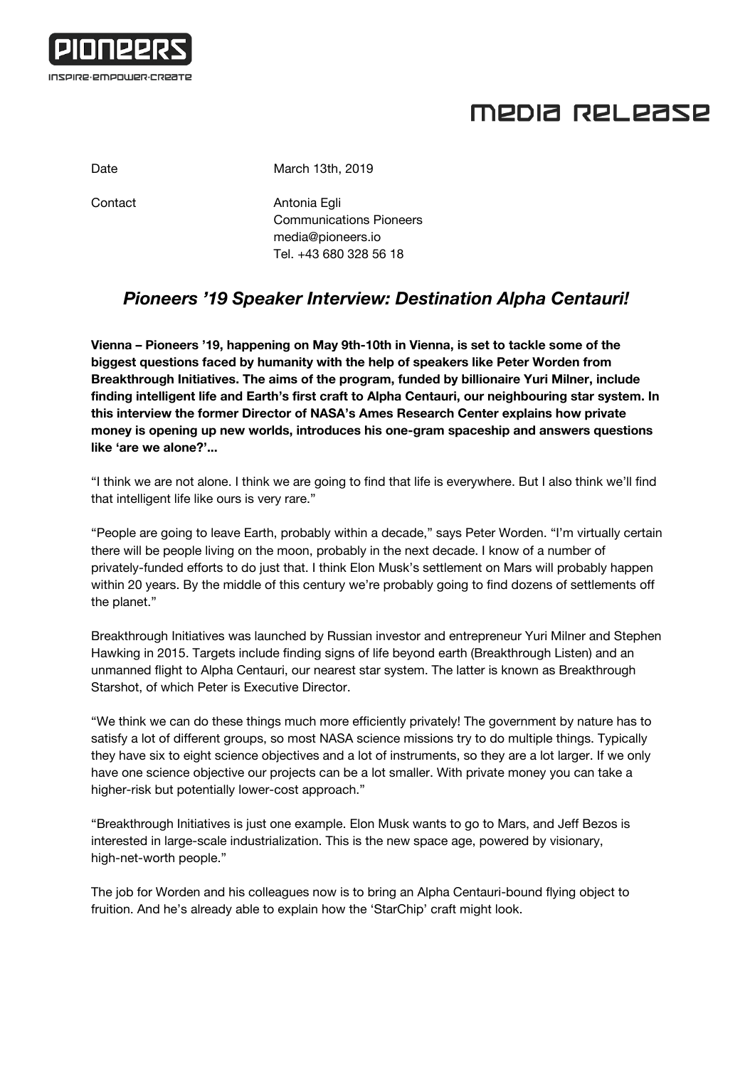PIONEERS

INSPIRE·EMPOWER·CREATE

# MEDIA RELEASE

Date: March 13th, 2019

Contact: Antonia Egli
Communications Pioneers
media@pioneers.io
Tel. +43 680 328 56 18

## *Pioneers '19 Speaker Interview: Destination Alpha Centauri!*

**Vienna – Pioneers '19, happening on May 9th-10th in Vienna, is set to tackle some of the biggest questions faced by humanity with the help of speakers like Peter Worden from Breakthrough Initiatives. The aims of the program, funded by billionaire Yuri Milner, include finding intelligent life and Earth's first craft to Alpha Centauri, our neighbouring star system. In this interview the former Director of NASA's Ames Research Center explains how private money is opening up new worlds, introduces his one-gram spaceship and answers questions like 'are we alone?'...**

"I think we are not alone. I think we are going to find that life is everywhere. But I also think we'll find that intelligent life like ours is very rare."

"People are going to leave Earth, probably within a decade," says Peter Worden. "I'm virtually certain there will be people living on the moon, probably in the next decade. I know of a number of privately-funded efforts to do just that. I think Elon Musk's settlement on Mars will probably happen within 20 years. By the middle of this century we're probably going to find dozens of settlements off the planet."

Breakthrough Initiatives was launched by Russian investor and entrepreneur Yuri Milner and Stephen Hawking in 2015. Targets include finding signs of life beyond earth (Breakthrough Listen) and an unmanned flight to Alpha Centauri, our nearest star system. The latter is known as Breakthrough Starshot, of which Peter is Executive Director.

"We think we can do these things much more efficiently privately! The government by nature has to satisfy a lot of different groups, so most NASA science missions try to do multiple things. Typically they have six to eight science objectives and a lot of instruments, so they are a lot larger. If we only have one science objective our projects can be a lot smaller. With private money you can take a higher-risk but potentially lower-cost approach."

"Breakthrough Initiatives is just one example. Elon Musk wants to go to Mars, and Jeff Bezos is interested in large-scale industrialization. This is the new space age, powered by visionary, high-net-worth people."

The job for Worden and his colleagues now is to bring an Alpha Centauri-bound flying object to fruition. And he's already able to explain how the 'StarChip' craft might look.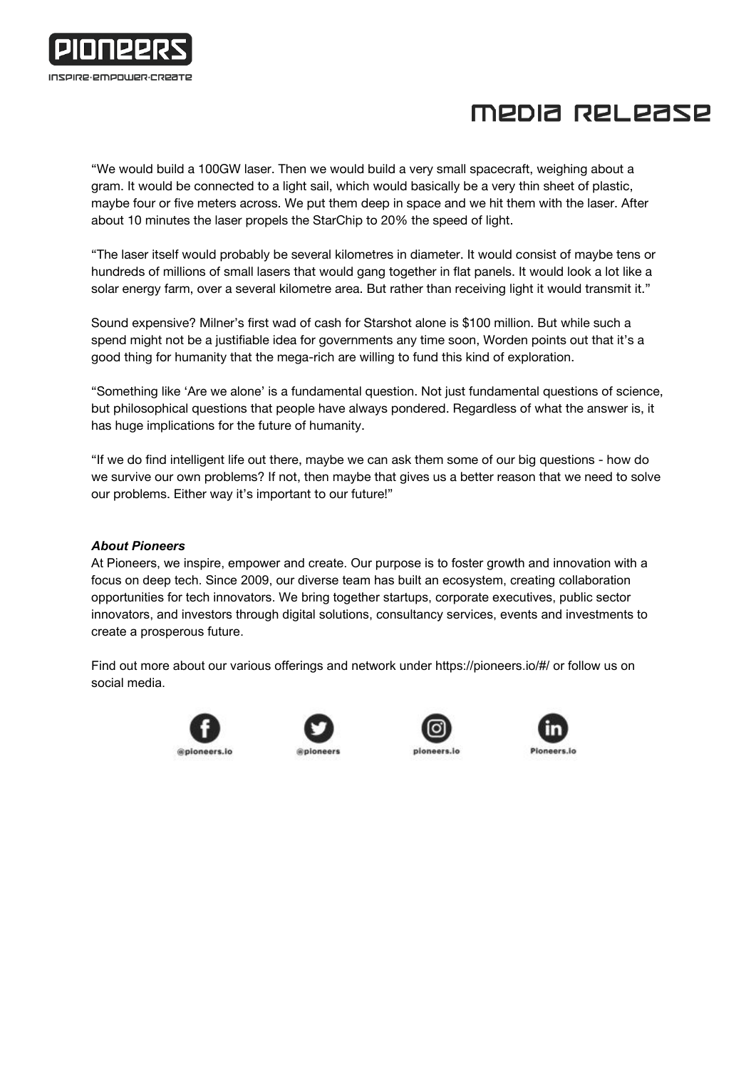"We would build a 100GW laser. Then we would build a very small spacecraft, weighing about a gram. It would be connected to a light sail, which would basically be a very thin sheet of plastic, maybe four or five meters across. We put them deep in space and we hit them with the laser. After about 10 minutes the laser propels the StarChip to 20% the speed of light.

"The laser itself would probably be several kilometres in diameter. It would consist of maybe tens or hundreds of millions of small lasers that would gang together in flat panels. It would look a lot like a solar energy farm, over a several kilometre area. But rather than receiving light it would transmit it."

Sound expensive? Milner's first wad of cash for Starshot alone is $100 million. But while such a spend might not be a justifiable idea for governments any time soon, Worden points out that it's a good thing for humanity that the mega-rich are willing to fund this kind of exploration.

"Something like 'Are we alone' is a fundamental question. Not just fundamental questions of science, but philosophical questions that people have always pondered. Regardless of what the answer is, it has huge implications for the future of humanity.

"If we do find intelligent life out there, maybe we can ask them some of our big questions - how do we survive our own problems? If not, then maybe that gives us a better reason that we need to solve our problems. Either way it's important to our future!"

***About Pioneers***

At Pioneers, we inspire, empower and create. Our purpose is to foster growth and innovation with a focus on deep tech. Since 2009, our diverse team has built an ecosystem, creating collaboration opportunities for tech innovators. We bring together startups, corporate executives, public sector innovators, and investors through digital solutions, consultancy services, events and investments to create a prosperous future.

Find out more about our various offerings and network under https://pioneers.io/#/ or follow us on social media.

@pioneers.io

@pioneers

pioneers.io

Pioneers.io